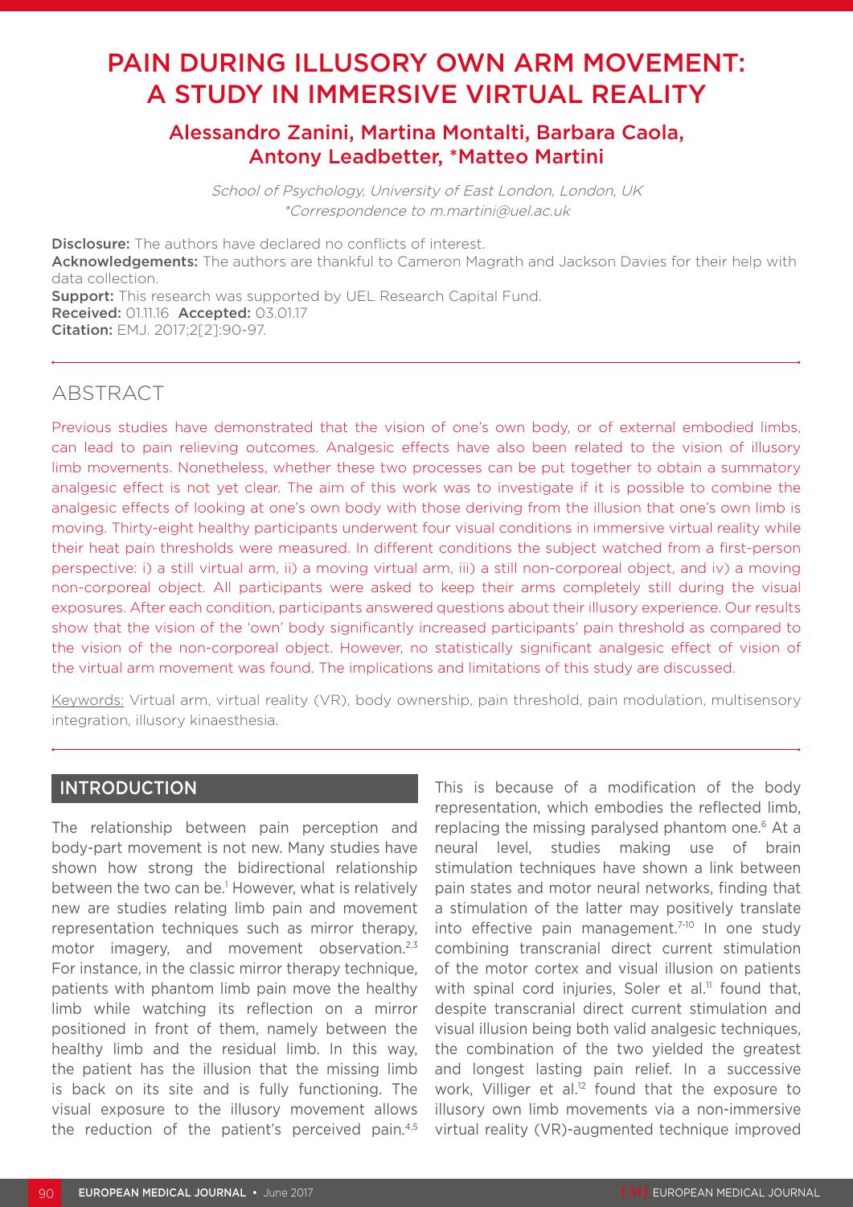# PAIN DURING ILLUSORY OWN ARM MOVEMENT: A STUDY IN IMMERSIVE VIRTUAL REALITY

## Alessandro Zanini, Martina Montalti, Barbara Caola, Antony Leadbetter, *Matteo Martini

*School of Psychology, University of East London, London, UK*
*\*Correspondence to m.martini@uel.ac.uk*

**Disclosure:** The authors have declared no conflicts of interest.
**Acknowledgements:** The authors are thankful to Cameron Magrath and Jackson Davies for their help with data collection.
**Support:** This research was supported by UEL Research Capital Fund.
**Received:** 01.11.16 **Accepted:** 03.01.17
**Citation:** EMJ. 2017;2[2]:90-97.

## ABSTRACT

Previous studies have demonstrated that the vision of one's own body, or of external embodied limbs, can lead to pain relieving outcomes. Analgesic effects have also been related to the vision of illusory limb movements. Nonetheless, whether these two processes can be put together to obtain a summatory analgesic effect is not yet clear. The aim of this work was to investigate if it is possible to combine the analgesic effects of looking at one's own body with those deriving from the illusion that one's own limb is moving. Thirty-eight healthy participants underwent four visual conditions in immersive virtual reality while their heat pain thresholds were measured. In different conditions the subject watched from a first-person perspective: i) a still virtual arm, ii) a moving virtual arm, iii) a still non-corporeal object, and iv) a moving non-corporeal object. All participants were asked to keep their arms completely still during the visual exposures. After each condition, participants answered questions about their illusory experience. Our results show that the vision of the 'own' body significantly increased participants' pain threshold as compared to the vision of the non-corporeal object. However, no statistically significant analgesic effect of vision of the virtual arm movement was found. The implications and limitations of this study are discussed.

Keywords: Virtual arm, virtual reality (VR), body ownership, pain threshold, pain modulation, multisensory integration, illusory kinaesthesia.

## INTRODUCTION

The relationship between pain perception and body-part movement is not new. Many studies have shown how strong the bidirectional relationship between the two can be.[1] However, what is relatively new are studies relating limb pain and movement representation techniques such as mirror therapy, motor imagery, and movement observation.[2,3] For instance, in the classic mirror therapy technique, patients with phantom limb pain move the healthy limb while watching its reflection on a mirror positioned in front of them, namely between the healthy limb and the residual limb. In this way, the patient has the illusion that the missing limb is back on its site and is fully functioning. The visual exposure to the illusory movement allows the reduction of the patient's perceived pain.[4,5] This is because of a modification of the body representation, which embodies the reflected limb, replacing the missing paralysed phantom one.[6] At a neural level, studies making use of brain stimulation techniques have shown a link between pain states and motor neural networks, finding that a stimulation of the latter may positively translate into effective pain management.[7-10] In one study combining transcranial direct current stimulation of the motor cortex and visual illusion on patients with spinal cord injuries, Soler et al.[11] found that, despite transcranial direct current stimulation and visual illusion being both valid analgesic techniques, the combination of the two yielded the greatest and longest lasting pain relief. In a successive work, Villiger et al.[12] found that the exposure to illusory own limb movements via a non-immersive virtual reality (VR)-augmented technique improved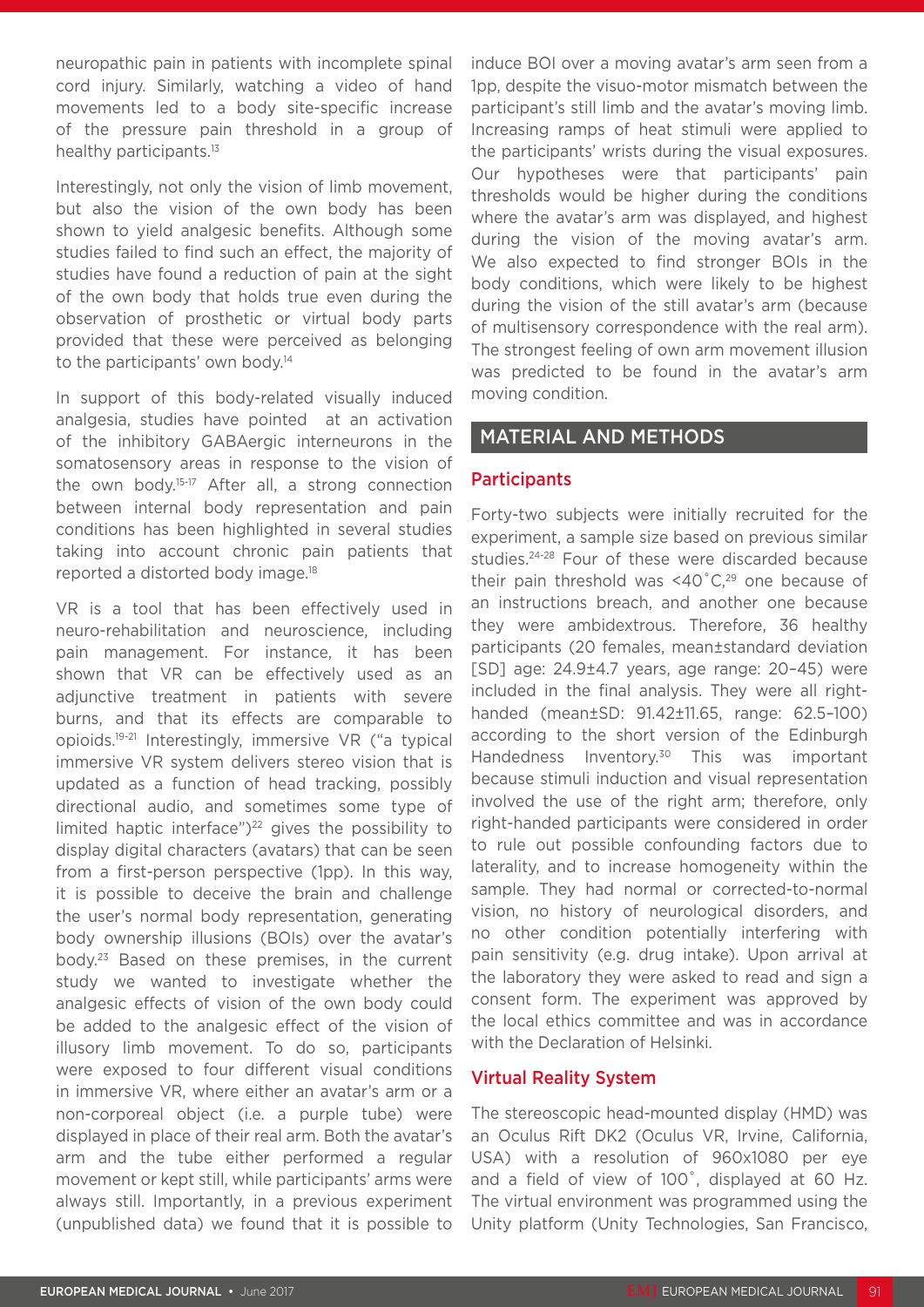neuropathic pain in patients with incomplete spinal cord injury. Similarly, watching a video of hand movements led to a body site-specific increase of the pressure pain threshold in a group of healthy participants.[13]

Interestingly, not only the vision of limb movement, but also the vision of the own body has been shown to yield analgesic benefits. Although some studies failed to find such an effect, the majority of studies have found a reduction of pain at the sight of the own body that holds true even during the observation of prosthetic or virtual body parts provided that these were perceived as belonging to the participants' own body.[14]

In support of this body-related visually induced analgesia, studies have pointed at an activation of the inhibitory GABAergic interneurons in the somatosensory areas in response to the vision of the own body.[15-17] After all, a strong connection between internal body representation and pain conditions has been highlighted in several studies taking into account chronic pain patients that reported a distorted body image.[18]

VR is a tool that has been effectively used in neuro-rehabilitation and neuroscience, including pain management. For instance, it has been shown that VR can be effectively used as an adjunctive treatment in patients with severe burns, and that its effects are comparable to opioids.[19-21] Interestingly, immersive VR ("a typical immersive VR system delivers stereo vision that is updated as a function of head tracking, possibly directional audio, and sometimes some type of limited haptic interface")[22] gives the possibility to display digital characters (avatars) that can be seen from a first-person perspective (1pp). In this way, it is possible to deceive the brain and challenge the user's normal body representation, generating body ownership illusions (BOIs) over the avatar's body.[23] Based on these premises, in the current study we wanted to investigate whether the analgesic effects of vision of the own body could be added to the analgesic effect of the vision of illusory limb movement. To do so, participants were exposed to four different visual conditions in immersive VR, where either an avatar's arm or a non-corporeal object (i.e. a purple tube) were displayed in place of their real arm. Both the avatar's arm and the tube either performed a regular movement or kept still, while participants' arms were always still. Importantly, in a previous experiment (unpublished data) we found that it is possible to induce BOI over a moving avatar's arm seen from a 1pp, despite the visuo-motor mismatch between the participant's still limb and the avatar's moving limb. Increasing ramps of heat stimuli were applied to the participants' wrists during the visual exposures. Our hypotheses were that participants' pain thresholds would be higher during the conditions where the avatar's arm was displayed, and highest during the vision of the moving avatar's arm. We also expected to find stronger BOIs in the body conditions, which were likely to be highest during the vision of the still avatar's arm (because of multisensory correspondence with the real arm). The strongest feeling of own arm movement illusion was predicted to be found in the avatar's arm moving condition.

## MATERIAL AND METHODS

### Participants

Forty-two subjects were initially recruited for the experiment, a sample size based on previous similar studies.[24-28] Four of these were discarded because their pain threshold was <40˚C,[29] one because of an instructions breach, and another one because they were ambidextrous. Therefore, 36 healthy participants (20 females, mean±standard deviation [SD] age: 24.9±4.7 years, age range: 20–45) were included in the final analysis. They were all right-handed (mean±SD: 91.42±11.65, range: 62.5–100) according to the short version of the Edinburgh Handedness Inventory.[30] This was important because stimuli induction and visual representation involved the use of the right arm; therefore, only right-handed participants were considered in order to rule out possible confounding factors due to laterality, and to increase homogeneity within the sample. They had normal or corrected-to-normal vision, no history of neurological disorders, and no other condition potentially interfering with pain sensitivity (e.g. drug intake). Upon arrival at the laboratory they were asked to read and sign a consent form. The experiment was approved by the local ethics committee and was in accordance with the Declaration of Helsinki.

### Virtual Reality System

The stereoscopic head-mounted display (HMD) was an Oculus Rift DK2 (Oculus VR, Irvine, California, USA) with a resolution of 960x1080 per eye and a field of view of 100˚, displayed at 60 Hz. The virtual environment was programmed using the Unity platform (Unity Technologies, San Francisco,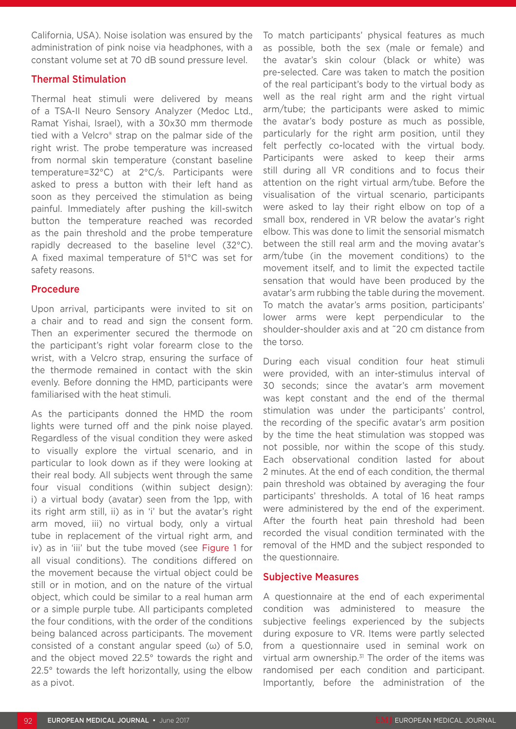California, USA). Noise isolation was ensured by the administration of pink noise via headphones, with a constant volume set at 70 dB sound pressure level.

## Thermal Stimulation

Thermal heat stimuli were delivered by means of a TSA-II Neuro Sensory Analyzer (Medoc Ltd., Ramat Yishai, Israel), with a 30x30 mm thermode tied with a Velcro® strap on the palmar side of the right wrist. The probe temperature was increased from normal skin temperature (constant baseline temperature=32°C) at 2°C/s. Participants were asked to press a button with their left hand as soon as they perceived the stimulation as being painful. Immediately after pushing the kill-switch button the temperature reached was recorded as the pain threshold and the probe temperature rapidly decreased to the baseline level (32°C). A fixed maximal temperature of 51°C was set for safety reasons.

## Procedure

Upon arrival, participants were invited to sit on a chair and to read and sign the consent form. Then an experimenter secured the thermode on the participant's right volar forearm close to the wrist, with a Velcro strap, ensuring the surface of the thermode remained in contact with the skin evenly. Before donning the HMD, participants were familiarised with the heat stimuli.

As the participants donned the HMD the room lights were turned off and the pink noise played. Regardless of the visual condition they were asked to visually explore the virtual scenario, and in particular to look down as if they were looking at their real body. All subjects went through the same four visual conditions (within subject design): i) a virtual body (avatar) seen from the 1pp, with its right arm still, ii) as in 'i' but the avatar's right arm moved, iii) no virtual body, only a virtual tube in replacement of the virtual right arm, and iv) as in 'iii' but the tube moved (see Figure 1 for all visual conditions). The conditions differed on the movement because the virtual object could be still or in motion, and on the nature of the virtual object, which could be similar to a real human arm or a simple purple tube. All participants completed the four conditions, with the order of the conditions being balanced across participants. The movement consisted of a constant angular speed (ω) of 5.0, and the object moved 22.5° towards the right and 22.5° towards the left horizontally, using the elbow as a pivot.

To match participants' physical features as much as possible, both the sex (male or female) and the avatar's skin colour (black or white) was pre-selected. Care was taken to match the position of the real participant's body to the virtual body as well as the real right arm and the right virtual arm/tube; the participants were asked to mimic the avatar's body posture as much as possible, particularly for the right arm position, until they felt perfectly co-located with the virtual body. Participants were asked to keep their arms still during all VR conditions and to focus their attention on the right virtual arm/tube. Before the visualisation of the virtual scenario, participants were asked to lay their right elbow on top of a small box, rendered in VR below the avatar's right elbow. This was done to limit the sensorial mismatch between the still real arm and the moving avatar's arm/tube (in the movement conditions) to the movement itself, and to limit the expected tactile sensation that would have been produced by the avatar's arm rubbing the table during the movement. To match the avatar's arms position, participants' lower arms were kept perpendicular to the shoulder-shoulder axis and at ˜20 cm distance from the torso.

During each visual condition four heat stimuli were provided, with an inter-stimulus interval of 30 seconds; since the avatar's arm movement was kept constant and the end of the thermal stimulation was under the participants' control, the recording of the specific avatar's arm position by the time the heat stimulation was stopped was not possible, nor within the scope of this study. Each observational condition lasted for about 2 minutes. At the end of each condition, the thermal pain threshold was obtained by averaging the four participants' thresholds. A total of 16 heat ramps were administered by the end of the experiment. After the fourth heat pain threshold had been recorded the visual condition terminated with the removal of the HMD and the subject responded to the questionnaire.

## Subjective Measures

A questionnaire at the end of each experimental condition was administered to measure the subjective feelings experienced by the subjects during exposure to VR. Items were partly selected from a questionnaire used in seminal work on virtual arm ownership.[31] The order of the items was randomised per each condition and participant. Importantly, before the administration of the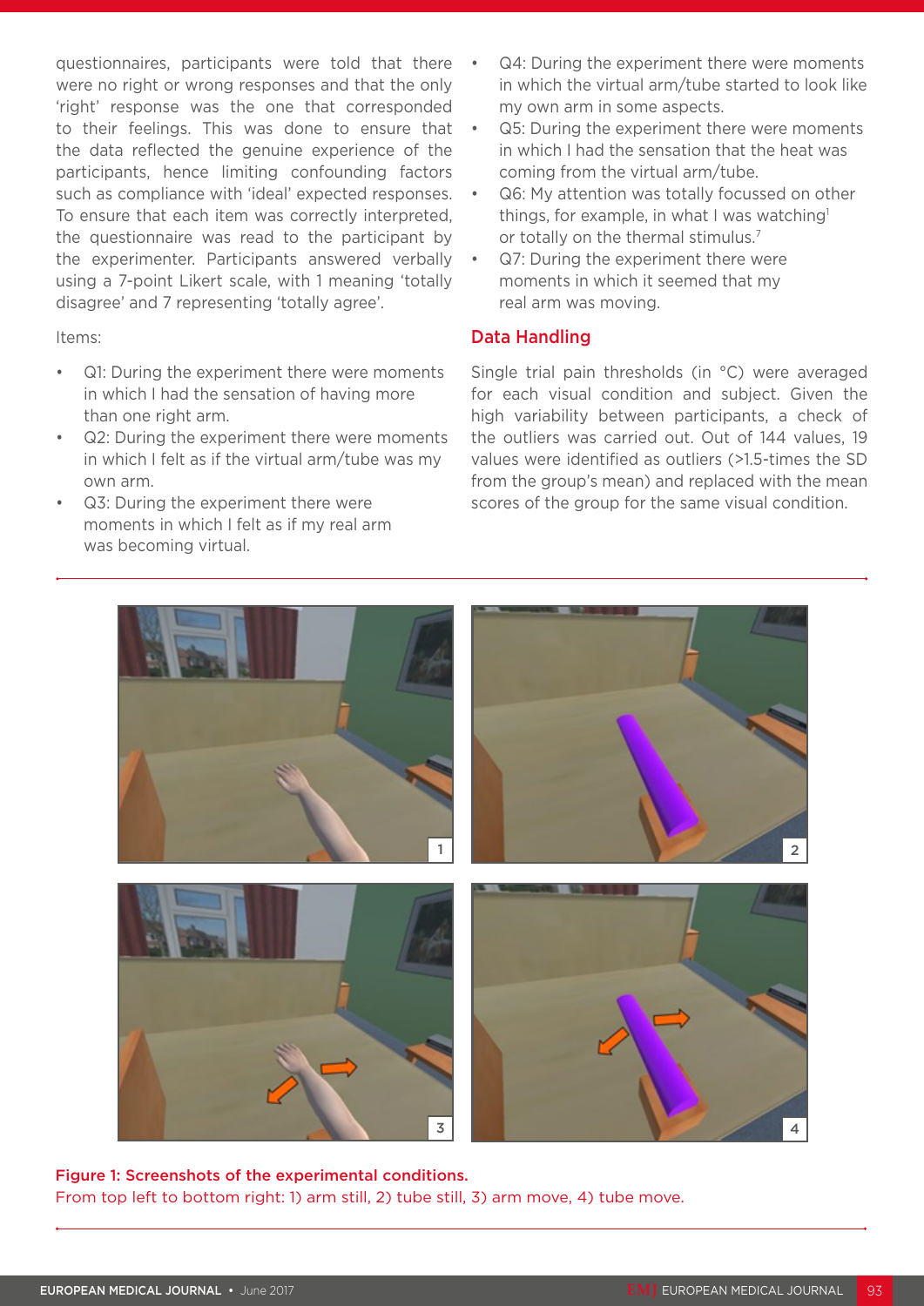questionnaires, participants were told that there were no right or wrong responses and that the only 'right' response was the one that corresponded to their feelings. This was done to ensure that the data reflected the genuine experience of the participants, hence limiting confounding factors such as compliance with 'ideal' expected responses. To ensure that each item was correctly interpreted, the questionnaire was read to the participant by the experimenter. Participants answered verbally using a 7-point Likert scale, with 1 meaning 'totally disagree' and 7 representing 'totally agree'.

Items:

- Q1: During the experiment there were moments in which I had the sensation of having more than one right arm.
- Q2: During the experiment there were moments in which I felt as if the virtual arm/tube was my own arm.
- Q3: During the experiment there were moments in which I felt as if my real arm was becoming virtual.
- Q4: During the experiment there were moments in which the virtual arm/tube started to look like my own arm in some aspects.
- Q5: During the experiment there were moments in which I had the sensation that the heat was coming from the virtual arm/tube.
- Q6: My attention was totally focussed on other things, for example, in what I was watching[1] or totally on the thermal stimulus.[7]
- Q7: During the experiment there were moments in which it seemed that my real arm was moving.

## Data Handling

Single trial pain thresholds (in °C) were averaged for each visual condition and subject. Given the high variability between participants, a check of the outliers was carried out. Out of 144 values, 19 values were identified as outliers (>1.5-times the SD from the group's mean) and replaced with the mean scores of the group for the same visual condition.

**Figure 1: Screenshots of the experimental conditions.**
From top left to bottom right: 1) arm still, 2) tube still, 3) arm move, 4) tube move.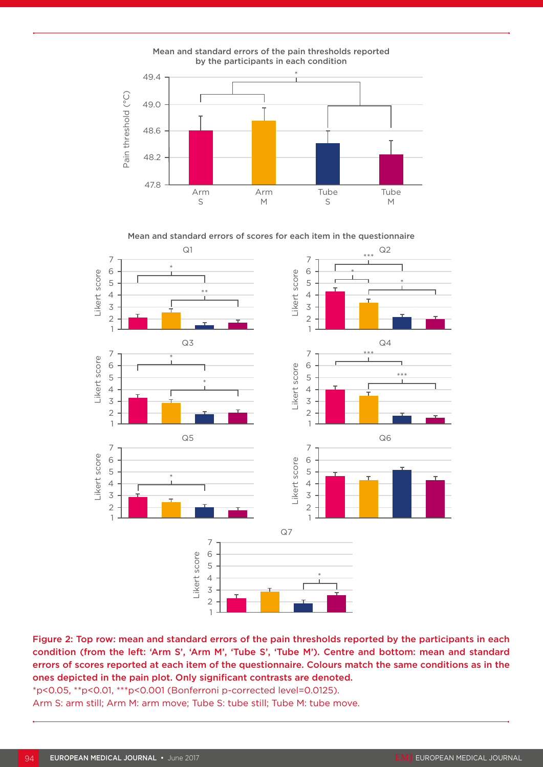Figure 2: Top row: mean and standard errors of the pain thresholds reported by the participants in each condition (from the left: 'Arm S', 'Arm M', 'Tube S', 'Tube M'). Centre and bottom: mean and standard errors of scores reported at each item of the questionnaire. Colours match the same conditions as in the ones depicted in the pain plot. Only significant contrasts are denoted.

*p<0.05, **p<0.01, ***p<0.001 (Bonferroni p-corrected level=0.0125).

Arm S: arm still; Arm M: arm move; Tube S: tube still; Tube M: tube move.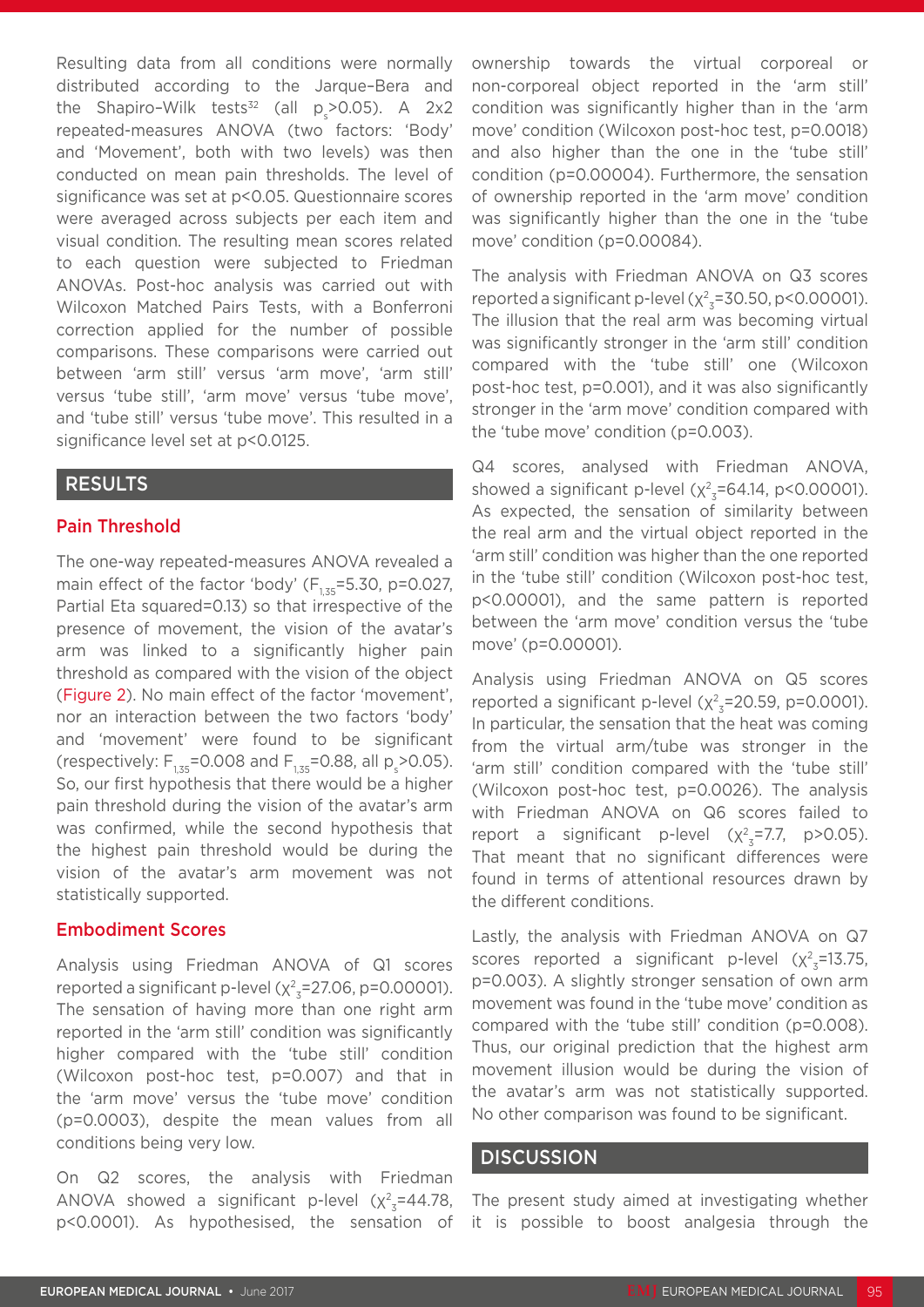Resulting data from all conditions were normally distributed according to the Jarque–Bera and the Shapiro–Wilk tests[32] (all $p_s>0.05$). A 2x2 repeated-measures ANOVA (two factors: 'Body' and 'Movement', both with two levels) was then conducted on mean pain thresholds. The level of significance was set at $p<0.05$. Questionnaire scores were averaged across subjects per each item and visual condition. The resulting mean scores related to each question were subjected to Friedman ANOVAs. Post-hoc analysis was carried out with Wilcoxon Matched Pairs Tests, with a Bonferroni correction applied for the number of possible comparisons. These comparisons were carried out between 'arm still' versus 'arm move', 'arm still' versus 'tube still', 'arm move' versus 'tube move', and 'tube still' versus 'tube move'. This resulted in a significance level set at $p<0.0125$.

## RESULTS

### Pain Threshold

The one-way repeated-measures ANOVA revealed a main effect of the factor 'body' ($F_{1,35}=5.30$, $p=0.027$, Partial Eta squared=0.13) so that irrespective of the presence of movement, the vision of the avatar's arm was linked to a significantly higher pain threshold as compared with the vision of the object (Figure 2). No main effect of the factor 'movement', nor an interaction between the two factors 'body' and 'movement' were found to be significant (respectively: $F_{1,35}=0.008$ and $F_{1,35}=0.88$, all $p_s>0.05$). So, our first hypothesis that there would be a higher pain threshold during the vision of the avatar's arm was confirmed, while the second hypothesis that the highest pain threshold would be during the vision of the avatar's arm movement was not statistically supported.

### Embodiment Scores

Analysis using Friedman ANOVA of Q1 scores reported a significant p-level ($\chi^2_3=27.06$, $p=0.00001$). The sensation of having more than one right arm reported in the 'arm still' condition was significantly higher compared with the 'tube still' condition (Wilcoxon post-hoc test, $p=0.007$) and that in the 'arm move' versus the 'tube move' condition ($p=0.0003$), despite the mean values from all conditions being very low.

On Q2 scores, the analysis with Friedman ANOVA showed a significant p-level ($\chi^2_3=44.78$, $p<0.0001$). As hypothesised, the sensation of ownership towards the virtual corporeal or non-corporeal object reported in the 'arm still' condition was significantly higher than in the 'arm move' condition (Wilcoxon post-hoc test, $p=0.0018$) and also higher than the one in the 'tube still' condition ($p=0.00004$). Furthermore, the sensation of ownership reported in the 'arm move' condition was significantly higher than the one in the 'tube move' condition ($p=0.00084$).

The analysis with Friedman ANOVA on Q3 scores reported a significant p-level ($\chi^2_3=30.50$, $p<0.00001$). The illusion that the real arm was becoming virtual was significantly stronger in the 'arm still' condition compared with the 'tube still' one (Wilcoxon post-hoc test, $p=0.001$), and it was also significantly stronger in the 'arm move' condition compared with the 'tube move' condition ($p=0.003$).

Q4 scores, analysed with Friedman ANOVA, showed a significant p-level ($\chi^2_3=64.14$, $p<0.00001$). As expected, the sensation of similarity between the real arm and the virtual object reported in the 'arm still' condition was higher than the one reported in the 'tube still' condition (Wilcoxon post-hoc test, $p<0.00001$), and the same pattern is reported between the 'arm move' condition versus the 'tube move' ($p=0.00001$).

Analysis using Friedman ANOVA on Q5 scores reported a significant p-level ($\chi^2_3=20.59$, $p=0.0001$). In particular, the sensation that the heat was coming from the virtual arm/tube was stronger in the 'arm still' condition compared with the 'tube still' (Wilcoxon post-hoc test, $p=0.0026$). The analysis with Friedman ANOVA on Q6 scores failed to report a significant p-level ($\chi^2_3=7.7$, $p>0.05$). That meant that no significant differences were found in terms of attentional resources drawn by the different conditions.

Lastly, the analysis with Friedman ANOVA on Q7 scores reported a significant p-level ($\chi^2_3=13.75$, $p=0.003$). A slightly stronger sensation of own arm movement was found in the 'tube move' condition as compared with the 'tube still' condition ($p=0.008$). Thus, our original prediction that the highest arm movement illusion would be during the vision of the avatar's arm was not statistically supported. No other comparison was found to be significant.

## DISCUSSION

The present study aimed at investigating whether it is possible to boost analgesia through the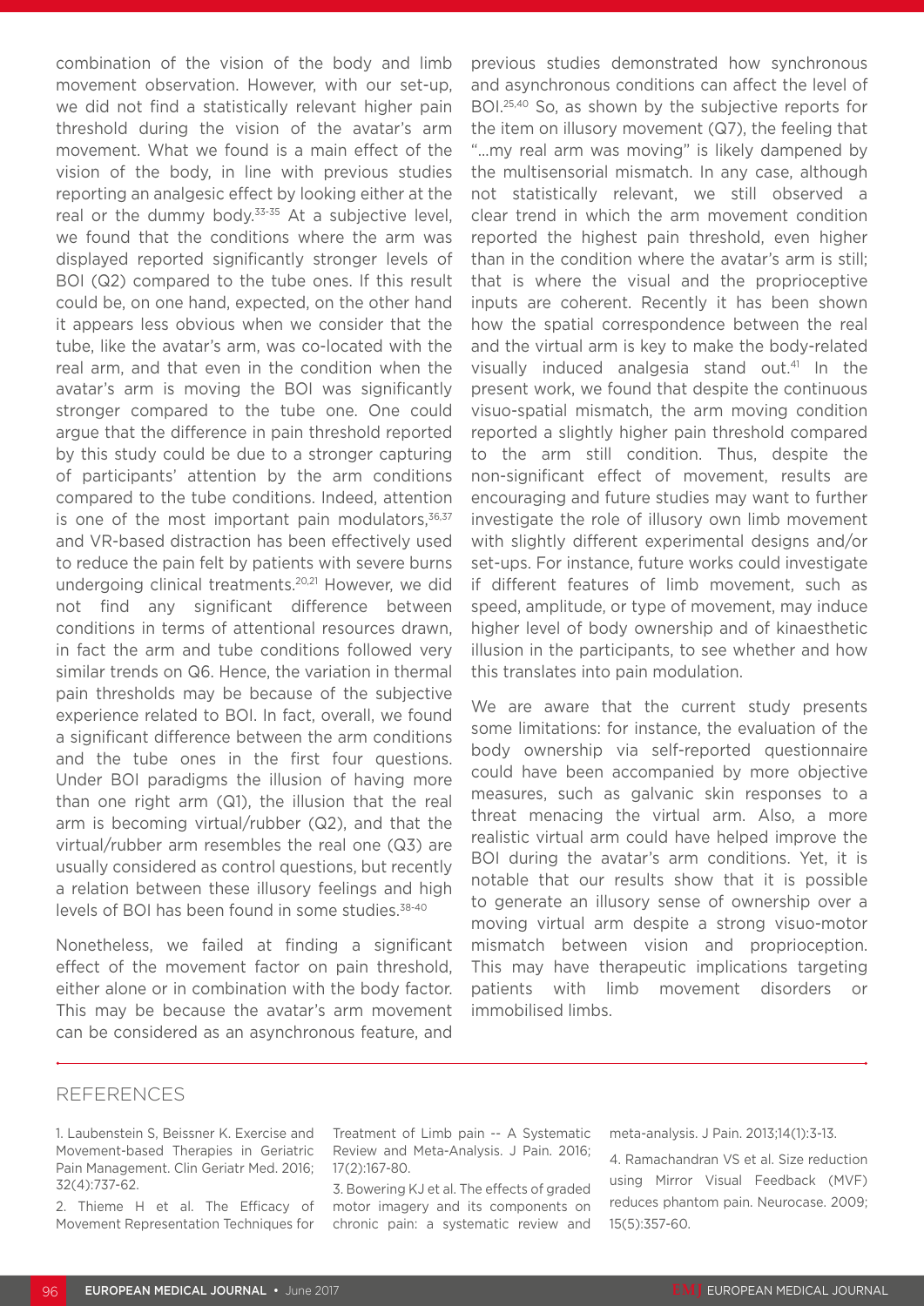combination of the vision of the body and limb movement observation. However, with our set-up, we did not find a statistically relevant higher pain threshold during the vision of the avatar's arm movement. What we found is a main effect of the vision of the body, in line with previous studies reporting an analgesic effect by looking either at the real or the dummy body.[33-35] At a subjective level, we found that the conditions where the arm was displayed reported significantly stronger levels of BOI (Q2) compared to the tube ones. If this result could be, on one hand, expected, on the other hand it appears less obvious when we consider that the tube, like the avatar's arm, was co-located with the real arm, and that even in the condition when the avatar's arm is moving the BOI was significantly stronger compared to the tube one. One could argue that the difference in pain threshold reported by this study could be due to a stronger capturing of participants' attention by the arm conditions compared to the tube conditions. Indeed, attention is one of the most important pain modulators,[36,37] and VR-based distraction has been effectively used to reduce the pain felt by patients with severe burns undergoing clinical treatments.[20,21] However, we did not find any significant difference between conditions in terms of attentional resources drawn, in fact the arm and tube conditions followed very similar trends on Q6. Hence, the variation in thermal pain thresholds may be because of the subjective experience related to BOI. In fact, overall, we found a significant difference between the arm conditions and the tube ones in the first four questions. Under BOI paradigms the illusion of having more than one right arm (Q1), the illusion that the real arm is becoming virtual/rubber (Q2), and that the virtual/rubber arm resembles the real one (Q3) are usually considered as control questions, but recently a relation between these illusory feelings and high levels of BOI has been found in some studies.[38-40]

Nonetheless, we failed at finding a significant effect of the movement factor on pain threshold, either alone or in combination with the body factor. This may be because the avatar's arm movement can be considered as an asynchronous feature, and previous studies demonstrated how synchronous and asynchronous conditions can affect the level of BOI.[25,40] So, as shown by the subjective reports for the item on illusory movement (Q7), the feeling that "...my real arm was moving" is likely dampened by the multisensorial mismatch. In any case, although not statistically relevant, we still observed a clear trend in which the arm movement condition reported the highest pain threshold, even higher than in the condition where the avatar's arm is still; that is where the visual and the proprioceptive inputs are coherent. Recently it has been shown how the spatial correspondence between the real and the virtual arm is key to make the body-related visually induced analgesia stand out.[41] In the present work, we found that despite the continuous visuo-spatial mismatch, the arm moving condition reported a slightly higher pain threshold compared to the arm still condition. Thus, despite the non-significant effect of movement, results are encouraging and future studies may want to further investigate the role of illusory own limb movement with slightly different experimental designs and/or set-ups. For instance, future works could investigate if different features of limb movement, such as speed, amplitude, or type of movement, may induce higher level of body ownership and of kinaesthetic illusion in the participants, to see whether and how this translates into pain modulation.

We are aware that the current study presents some limitations: for instance, the evaluation of the body ownership via self-reported questionnaire could have been accompanied by more objective measures, such as galvanic skin responses to a threat menacing the virtual arm. Also, a more realistic virtual arm could have helped improve the BOI during the avatar's arm conditions. Yet, it is notable that our results show that it is possible to generate an illusory sense of ownership over a moving virtual arm despite a strong visuo-motor mismatch between vision and proprioception. This may have therapeutic implications targeting patients with limb movement disorders or immobilised limbs.

## REFERENCES

1. Laubenstein S, Beissner K. Exercise and Movement-based Therapies in Geriatric Pain Management. Clin Geriatr Med. 2016; 32(4):737-62.

2. Thieme H et al. The Efficacy of Movement Representation Techniques for Treatment of Limb pain -- A Systematic Review and Meta-Analysis. J Pain. 2016; 17(2):167-80.

3. Bowering KJ et al. The effects of graded motor imagery and its components on chronic pain: a systematic review and meta-analysis. J Pain. 2013;14(1):3-13.

4. Ramachandran VS et al. Size reduction using Mirror Visual Feedback (MVF) reduces phantom pain. Neurocase. 2009; 15(5):357-60.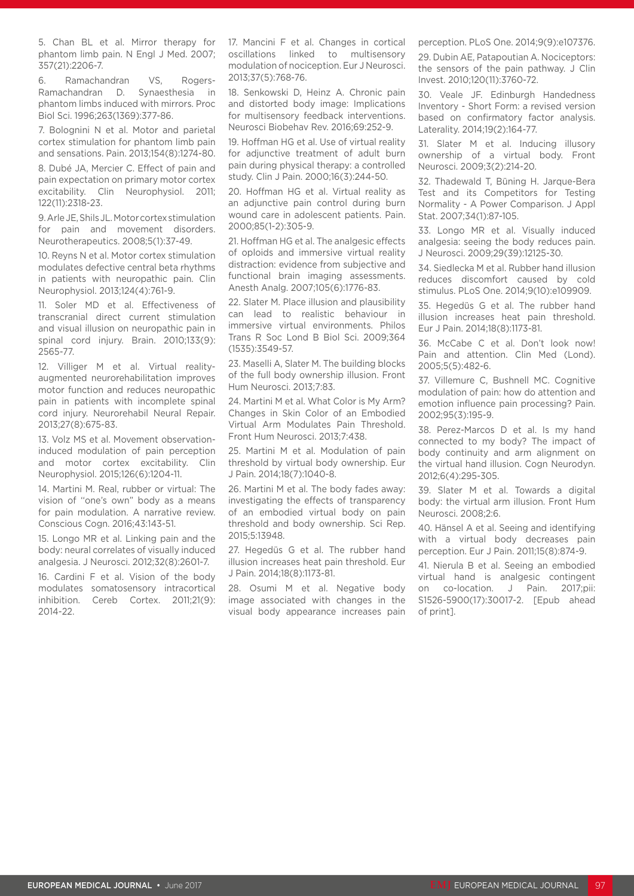5. Chan BL et al. Mirror therapy for phantom limb pain. N Engl J Med. 2007; 357(21):2206-7.

6. Ramachandran VS, Rogers-Ramachandran D. Synaesthesia in phantom limbs induced with mirrors. Proc Biol Sci. 1996;263(1369):377-86.

7. Bolognini N et al. Motor and parietal cortex stimulation for phantom limb pain and sensations. Pain. 2013;154(8):1274-80.

8. Dubé JA, Mercier C. Effect of pain and pain expectation on primary motor cortex excitability. Clin Neurophysiol. 2011; 122(11):2318-23.

9. Arle JE, Shils JL. Motor cortex stimulation for pain and movement disorders. Neurotherapeutics. 2008;5(1):37-49.

10. Reyns N et al. Motor cortex stimulation modulates defective central beta rhythms in patients with neuropathic pain. Clin Neurophysiol. 2013;124(4):761-9.

11. Soler MD et al. Effectiveness of transcranial direct current stimulation and visual illusion on neuropathic pain in spinal cord injury. Brain. 2010;133(9): 2565-77.

12. Villiger M et al. Virtual reality-augmented neurorehabilitation improves motor function and reduces neuropathic pain in patients with incomplete spinal cord injury. Neurorehabil Neural Repair. 2013;27(8):675-83.

13. Volz MS et al. Movement observation-induced modulation of pain perception and motor cortex excitability. Clin Neurophysiol. 2015;126(6):1204-11.

14. Martini M. Real, rubber or virtual: The vision of ''one's own'' body as a means for pain modulation. A narrative review. Conscious Cogn. 2016;43:143-51.

15. Longo MR et al. Linking pain and the body: neural correlates of visually induced analgesia. J Neurosci. 2012;32(8):2601-7.

16. Cardini F et al. Vision of the body modulates somatosensory intracortical inhibition. Cereb Cortex. 2011;21(9): 2014-22.

17. Mancini F et al. Changes in cortical oscillations linked to multisensory modulation of nociception. Eur J Neurosci. 2013;37(5):768-76.

18. Senkowski D, Heinz A. Chronic pain and distorted body image: Implications for multisensory feedback interventions. Neurosci Biobehav Rev. 2016;69:252-9.

19. Hoffman HG et al. Use of virtual reality for adjunctive treatment of adult burn pain during physical therapy: a controlled study. Clin J Pain. 2000;16(3):244-50.

20. Hoffman HG et al. Virtual reality as an adjunctive pain control during burn wound care in adolescent patients. Pain. 2000;85(1-2):305-9.

21. Hoffman HG et al. The analgesic effects of opioids and immersive virtual reality distraction: evidence from subjective and functional brain imaging assessments. Anesth Analg. 2007;105(6):1776-83.

22. Slater M. Place illusion and plausibility can lead to realistic behaviour in immersive virtual environments. Philos Trans R Soc Lond B Biol Sci. 2009;364 (1535):3549-57.

23. Maselli A, Slater M. The building blocks of the full body ownership illusion. Front Hum Neurosci. 2013;7:83.

24. Martini M et al. What Color is My Arm? Changes in Skin Color of an Embodied Virtual Arm Modulates Pain Threshold. Front Hum Neurosci. 2013;7:438.

25. Martini M et al. Modulation of pain threshold by virtual body ownership. Eur J Pain. 2014;18(7):1040-8.

26. Martini M et al. The body fades away: investigating the effects of transparency of an embodied virtual body on pain threshold and body ownership. Sci Rep. 2015;5:13948.

27. Hegedüs G et al. The rubber hand illusion increases heat pain threshold. Eur J Pain. 2014;18(8):1173-81.

28. Osumi M et al. Negative body image associated with changes in the visual body appearance increases pain perception. PLoS One. 2014;9(9):e107376.

29. Dubin AE, Patapoutian A. Nociceptors: the sensors of the pain pathway. J Clin Invest. 2010;120(11):3760-72.

30. Veale JF. Edinburgh Handedness Inventory - Short Form: a revised version based on confirmatory factor analysis. Laterality. 2014;19(2):164-77.

31. Slater M et al. Inducing illusory ownership of a virtual body. Front Neurosci. 2009;3(2):214-20.

32. Thadewald T, Büning H. Jarque-Bera Test and its Competitors for Testing Normality - A Power Comparison. J Appl Stat. 2007;34(1):87-105.

33. Longo MR et al. Visually induced analgesia: seeing the body reduces pain. J Neurosci. 2009;29(39):12125-30.

34. Siedlecka M et al. Rubber hand illusion reduces discomfort caused by cold stimulus. PLoS One. 2014;9(10):e109909.

35. Hegedüs G et al. The rubber hand illusion increases heat pain threshold. Eur J Pain. 2014;18(8):1173-81.

36. McCabe C et al. Don't look now! Pain and attention. Clin Med (Lond). 2005;5(5):482-6.

37. Villemure C, Bushnell MC. Cognitive modulation of pain: how do attention and emotion influence pain processing? Pain. 2002;95(3):195-9.

38. Perez-Marcos D et al. Is my hand connected to my body? The impact of body continuity and arm alignment on the virtual hand illusion. Cogn Neurodyn. 2012;6(4):295-305.

39. Slater M et al. Towards a digital body: the virtual arm illusion. Front Hum Neurosci. 2008;2:6.

40. Hänsel A et al. Seeing and identifying with a virtual body decreases pain perception. Eur J Pain. 2011;15(8):874-9.

41. Nierula B et al. Seeing an embodied virtual hand is analgesic contingent on co-location. J Pain. 2017;pii: S1526-5900(17):30017-2. [Epub ahead of print].